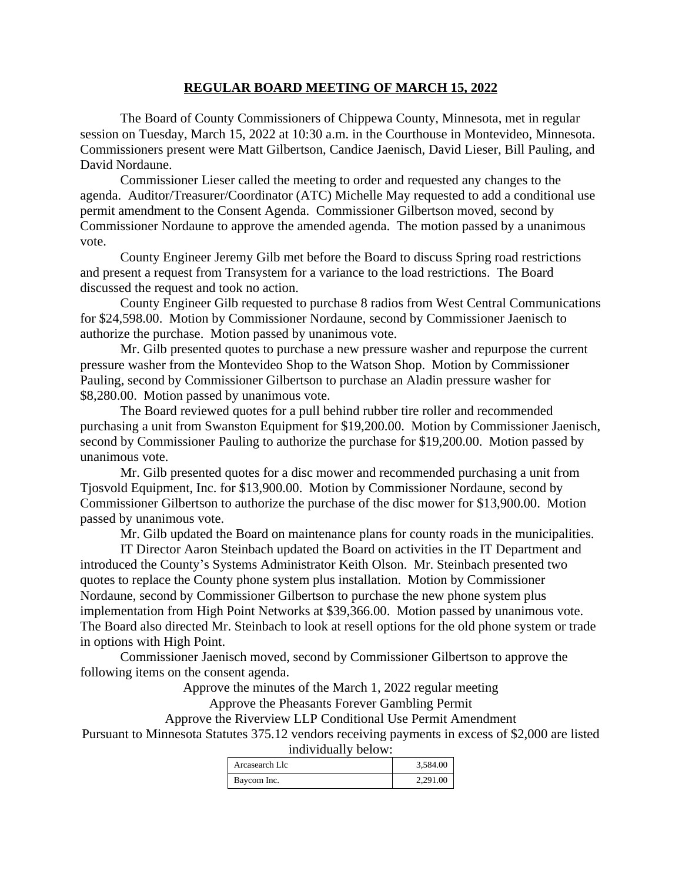# **REGULAR BOARD MEETING OF MARCH 15, 2022**

The Board of County Commissioners of Chippewa County, Minnesota, met in regular session on Tuesday, March 15, 2022 at 10:30 a.m. in the Courthouse in Montevideo, Minnesota. Commissioners present were Matt Gilbertson, Candice Jaenisch, David Lieser, Bill Pauling, and David Nordaune.

Commissioner Lieser called the meeting to order and requested any changes to the agenda. Auditor/Treasurer/Coordinator (ATC) Michelle May requested to add a conditional use permit amendment to the Consent Agenda. Commissioner Gilbertson moved, second by Commissioner Nordaune to approve the amended agenda. The motion passed by a unanimous vote.

County Engineer Jeremy Gilb met before the Board to discuss Spring road restrictions and present a request from Transystem for a variance to the load restrictions. The Board discussed the request and took no action.

County Engineer Gilb requested to purchase 8 radios from West Central Communications for $24,598.00. Motion by Commissioner Nordaune, second by Commissioner Jaenisch to authorize the purchase. Motion passed by unanimous vote.

Mr. Gilb presented quotes to purchase a new pressure washer and repurpose the current pressure washer from the Montevideo Shop to the Watson Shop. Motion by Commissioner Pauling, second by Commissioner Gilbertson to purchase an Aladin pressure washer for $8,280.00. Motion passed by unanimous vote.

The Board reviewed quotes for a pull behind rubber tire roller and recommended purchasing a unit from Swanston Equipment for $19,200.00. Motion by Commissioner Jaenisch, second by Commissioner Pauling to authorize the purchase for $19,200.00. Motion passed by unanimous vote.

Mr. Gilb presented quotes for a disc mower and recommended purchasing a unit from Tjosvold Equipment, Inc. for $13,900.00. Motion by Commissioner Nordaune, second by Commissioner Gilbertson to authorize the purchase of the disc mower for $13,900.00. Motion passed by unanimous vote.

Mr. Gilb updated the Board on maintenance plans for county roads in the municipalities.

IT Director Aaron Steinbach updated the Board on activities in the IT Department and introduced the County's Systems Administrator Keith Olson. Mr. Steinbach presented two quotes to replace the County phone system plus installation. Motion by Commissioner Nordaune, second by Commissioner Gilbertson to purchase the new phone system plus implementation from High Point Networks at $39,366.00. Motion passed by unanimous vote. The Board also directed Mr. Steinbach to look at resell options for the old phone system or trade in options with High Point.

Commissioner Jaenisch moved, second by Commissioner Gilbertson to approve the following items on the consent agenda.

Approve the minutes of the March 1, 2022 regular meeting

Approve the Pheasants Forever Gambling Permit

Approve the Riverview LLP Conditional Use Permit Amendment

Pursuant to Minnesota Statutes 375.12 vendors receiving payments in excess of $2,000 are listed individually below:

| | |
|---|---|
| Arcasearch Llc | 3,584.00 |
| Baycom Inc. | 2,291.00 |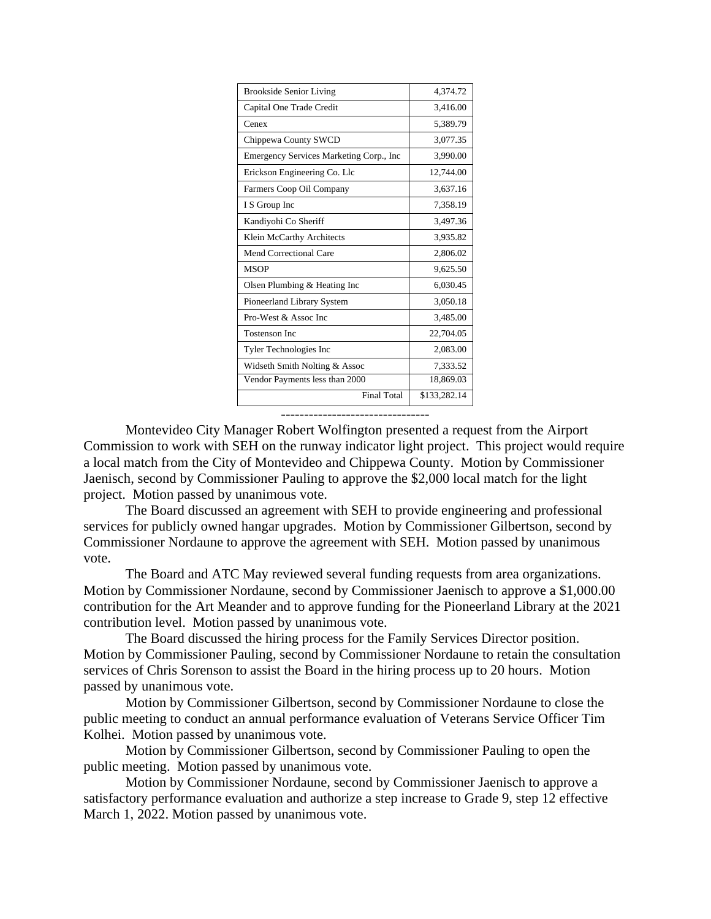| Brookside Senior Living | 4,374.72 |
|---|---|
| Capital One Trade Credit | 3,416.00 |
| Cenex | 5,389.79 |
| Chippewa County SWCD | 3,077.35 |
| Emergency Services Marketing Corp., Inc | 3,990.00 |
| Erickson Engineering Co. Llc | 12,744.00 |
| Farmers Coop Oil Company | 3,637.16 |
| I S Group Inc | 7,358.19 |
| Kandiyohi Co Sheriff | 3,497.36 |
| Klein McCarthy Architects | 3,935.82 |
| Mend Correctional Care | 2,806.02 |
| MSOP | 9,625.50 |
| Olsen Plumbing & Heating Inc | 6,030.45 |
| Pioneerland Library System | 3,050.18 |
| Pro-West & Assoc Inc | 3,485.00 |
| Tostenson Inc | 22,704.05 |
| Tyler Technologies Inc | 2,083.00 |
| Widseth Smith Nolting & Assoc | 7,333.52 |
| Vendor Payments less than 2000 | 18,869.03 |
| Final Total | $133,282.14 |

--------------------------------

Montevideo City Manager Robert Wolfington presented a request from the Airport Commission to work with SEH on the runway indicator light project. This project would require a local match from the City of Montevideo and Chippewa County. Motion by Commissioner Jaenisch, second by Commissioner Pauling to approve the $2,000 local match for the light project. Motion passed by unanimous vote.

The Board discussed an agreement with SEH to provide engineering and professional services for publicly owned hangar upgrades. Motion by Commissioner Gilbertson, second by Commissioner Nordaune to approve the agreement with SEH. Motion passed by unanimous vote.

The Board and ATC May reviewed several funding requests from area organizations. Motion by Commissioner Nordaune, second by Commissioner Jaenisch to approve a $1,000.00 contribution for the Art Meander and to approve funding for the Pioneerland Library at the 2021 contribution level. Motion passed by unanimous vote.

The Board discussed the hiring process for the Family Services Director position. Motion by Commissioner Pauling, second by Commissioner Nordaune to retain the consultation services of Chris Sorenson to assist the Board in the hiring process up to 20 hours. Motion passed by unanimous vote.

Motion by Commissioner Gilbertson, second by Commissioner Nordaune to close the public meeting to conduct an annual performance evaluation of Veterans Service Officer Tim Kolhei. Motion passed by unanimous vote.

Motion by Commissioner Gilbertson, second by Commissioner Pauling to open the public meeting. Motion passed by unanimous vote.

Motion by Commissioner Nordaune, second by Commissioner Jaenisch to approve a satisfactory performance evaluation and authorize a step increase to Grade 9, step 12 effective March 1, 2022. Motion passed by unanimous vote.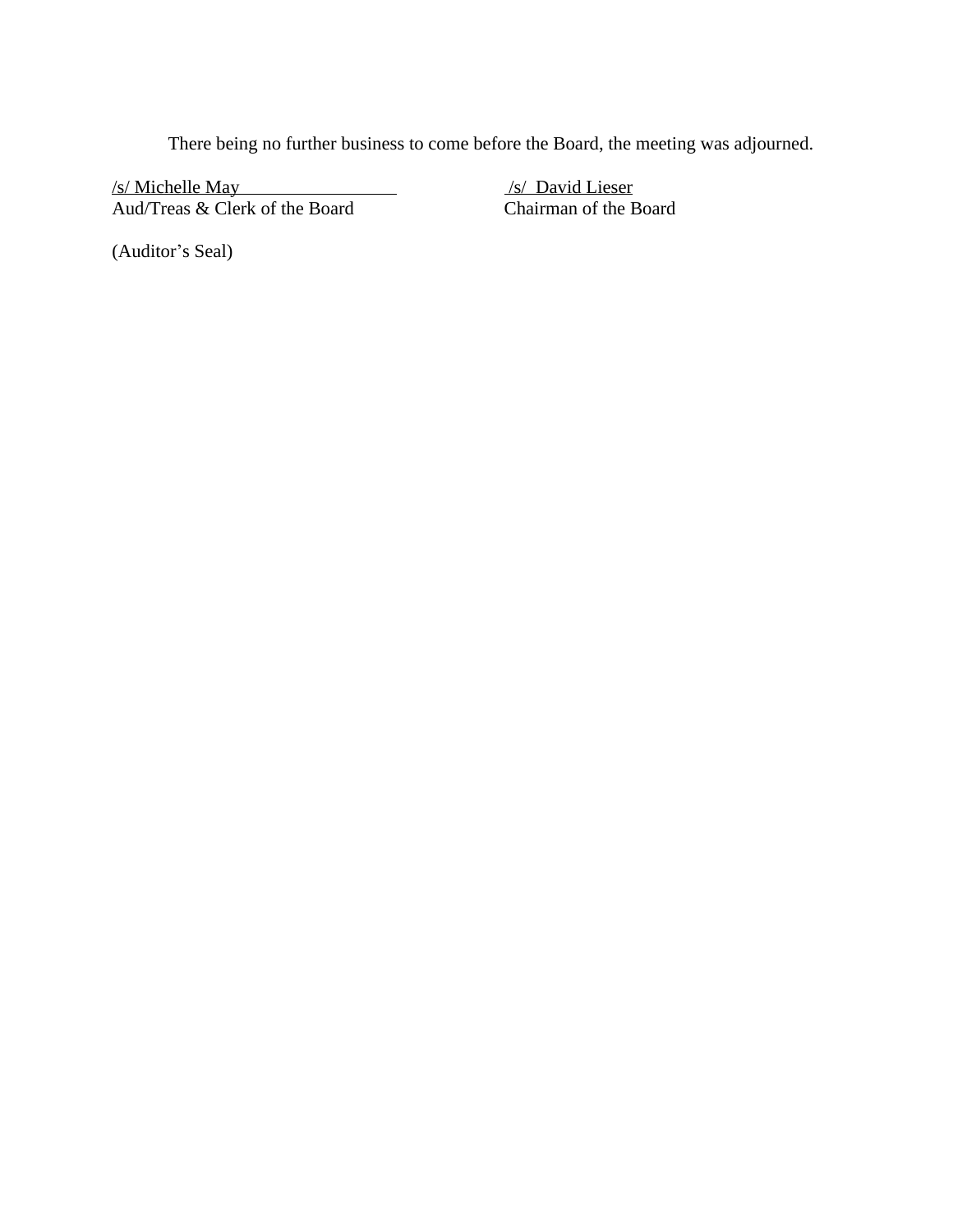There being no further business to come before the Board, the meeting was adjourned.

| | |
|---|---|
| /s/ Michelle May | /s/ David Lieser |
| Aud/Treas & Clerk of the Board | Chairman of the Board |

(Auditor's Seal)